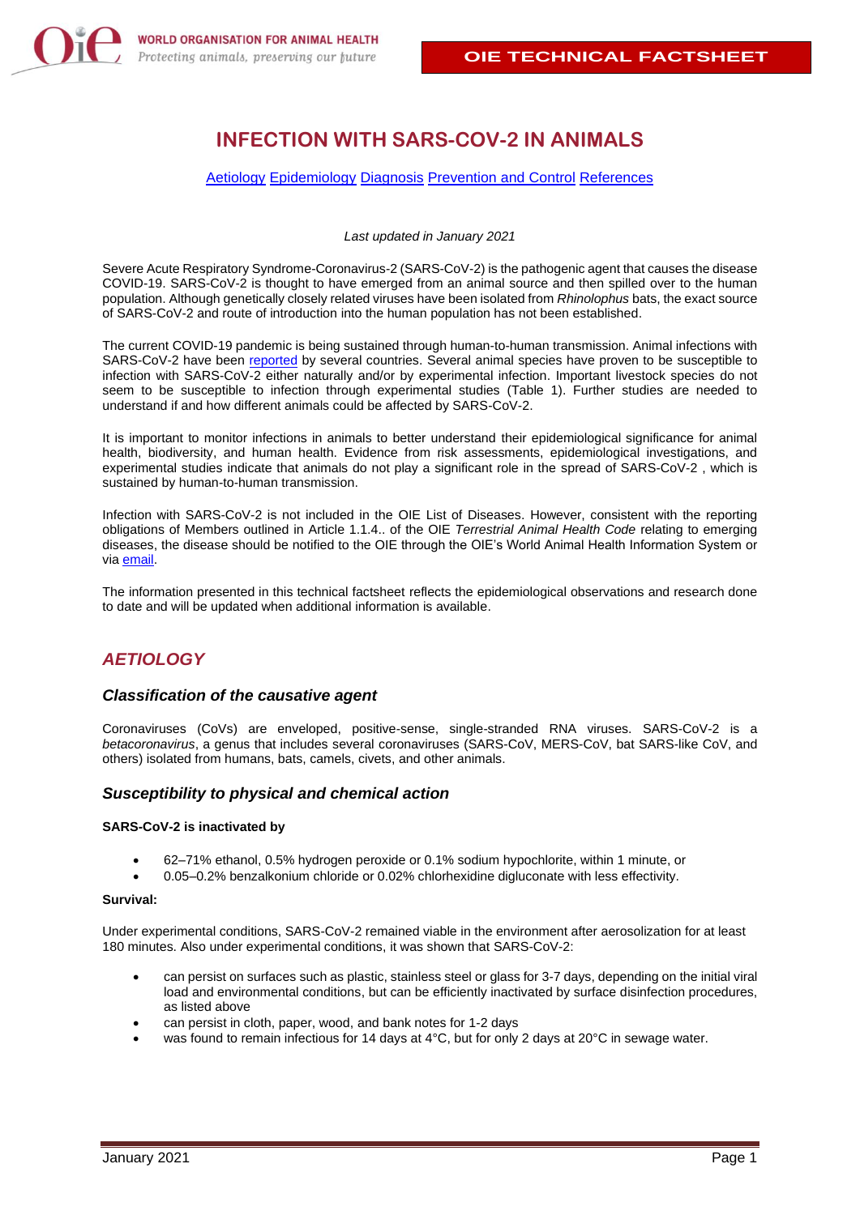# INFECTION WITH SARS-COV-2 IN ANIMALS

[Aetiology](#) [Epidemiology](#) [Diagnosis](#) [Prevention and Control](#) [References](#)

*Last updated in January 2021*

Severe Acute Respiratory Syndrome-Coronavirus-2 (SARS-CoV-2) is the pathogenic agent that causes the disease COVID-19. SARS-CoV-2 is thought to have emerged from an animal source and then spilled over to the human population. Although genetically closely related viruses have been isolated from *Rhinolophus* bats, the exact source of SARS-CoV-2 and route of introduction into the human population has not been established.

The current COVID-19 pandemic is being sustained through human-to-human transmission. Animal infections with SARS-CoV-2 have been [reported](#) by several countries. Several animal species have proven to be susceptible to infection with SARS-CoV-2 either naturally and/or by experimental infection. Important livestock species do not seem to be susceptible to infection through experimental studies (Table 1). Further studies are needed to understand if and how different animals could be affected by SARS-CoV-2.

It is important to monitor infections in animals to better understand their epidemiological significance for animal health, biodiversity, and human health. Evidence from risk assessments, epidemiological investigations, and experimental studies indicate that animals do not play a significant role in the spread of SARS-CoV-2 , which is sustained by human-to-human transmission.

Infection with SARS-CoV-2 is not included in the OIE List of Diseases. However, consistent with the reporting obligations of Members outlined in Article 1.1.4.. of the OIE *Terrestrial Animal Health Code* relating to emerging diseases, the disease should be notified to the OIE through the OIE's World Animal Health Information System or via [email](#).

The information presented in this technical factsheet reflects the epidemiological observations and research done to date and will be updated when additional information is available.

## *AETIOLOGY*

### *Classification of the causative agent*

Coronaviruses (CoVs) are enveloped, positive-sense, single-stranded RNA viruses. SARS-CoV-2 is a *betacoronavirus*, a genus that includes several coronaviruses (SARS-CoV, MERS-CoV, bat SARS-like CoV, and others) isolated from humans, bats, camels, civets, and other animals.

### *Susceptibility to physical and chemical action*

**SARS-CoV-2 is inactivated by**

- 62–71% ethanol, 0.5% hydrogen peroxide or 0.1% sodium hypochlorite, within 1 minute, or
- 0.05–0.2% benzalkonium chloride or 0.02% chlorhexidine digluconate with less effectivity.

**Survival:**

Under experimental conditions, SARS-CoV-2 remained viable in the environment after aerosolization for at least 180 minutes. Also under experimental conditions, it was shown that SARS-CoV-2:

- can persist on surfaces such as plastic, stainless steel or glass for 3-7 days, depending on the initial viral load and environmental conditions, but can be efficiently inactivated by surface disinfection procedures, as listed above
- can persist in cloth, paper, wood, and bank notes for 1-2 days
- was found to remain infectious for 14 days at 4°C, but for only 2 days at 20°C in sewage water.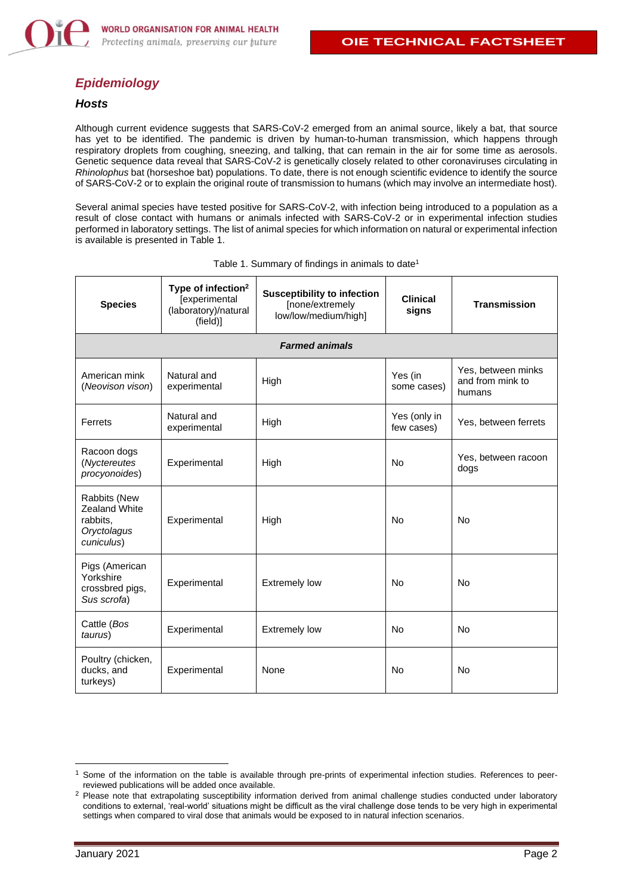## *Epidemiology*

### *Hosts*

Although current evidence suggests that SARS-CoV-2 emerged from an animal source, likely a bat, that source has yet to be identified. The pandemic is driven by human-to-human transmission, which happens through respiratory droplets from coughing, sneezing, and talking, that can remain in the air for some time as aerosols. Genetic sequence data reveal that SARS-CoV-2 is genetically closely related to other coronaviruses circulating in *Rhinolophus* bat (horseshoe bat) populations. To date, there is not enough scientific evidence to identify the source of SARS-CoV-2 or to explain the original route of transmission to humans (which may involve an intermediate host).

Several animal species have tested positive for SARS-CoV-2, with infection being introduced to a population as a result of close contact with humans or animals infected with SARS-CoV-2 or in experimental infection studies performed in laboratory settings. The list of animal species for which information on natural or experimental infection is available is presented in Table 1.

Table 1. Summary of findings in animals to date[1]

| Species | Type of infection[2] [experimental (laboratory)/natural (field)] | Susceptibility to infection [none/extremely low/low/medium/high] | Clinical signs | Transmission |
|---|---|---|---|---|
| ***Farmed animals*** | | | | |
| American mink (*Neovison vison*) | Natural and experimental | High | Yes (in some cases) | Yes, between minks and from mink to humans |
| Ferrets | Natural and experimental | High | Yes (only in few cases) | Yes, between ferrets |
| Racoon dogs (*Nyctereutes procyonoides*) | Experimental | High | No | Yes, between racoon dogs |
| Rabbits (New Zealand White rabbits, *Oryctolagus cuniculus*) | Experimental | High | No | No |
| Pigs (American Yorkshire crossbred pigs, *Sus scrofa*) | Experimental | Extremely low | No | No |
| Cattle (*Bos taurus*) | Experimental | Extremely low | No | No |
| Poultry (chicken, ducks, and turkeys) | Experimental | None | No | No |

[1] Some of the information on the table is available through pre-prints of experimental infection studies. References to peer-reviewed publications will be added once available.

[2] Please note that extrapolating susceptibility information derived from animal challenge studies conducted under laboratory conditions to external, 'real-world' situations might be difficult as the viral challenge dose tends to be very high in experimental settings when compared to viral dose that animals would be exposed to in natural infection scenarios.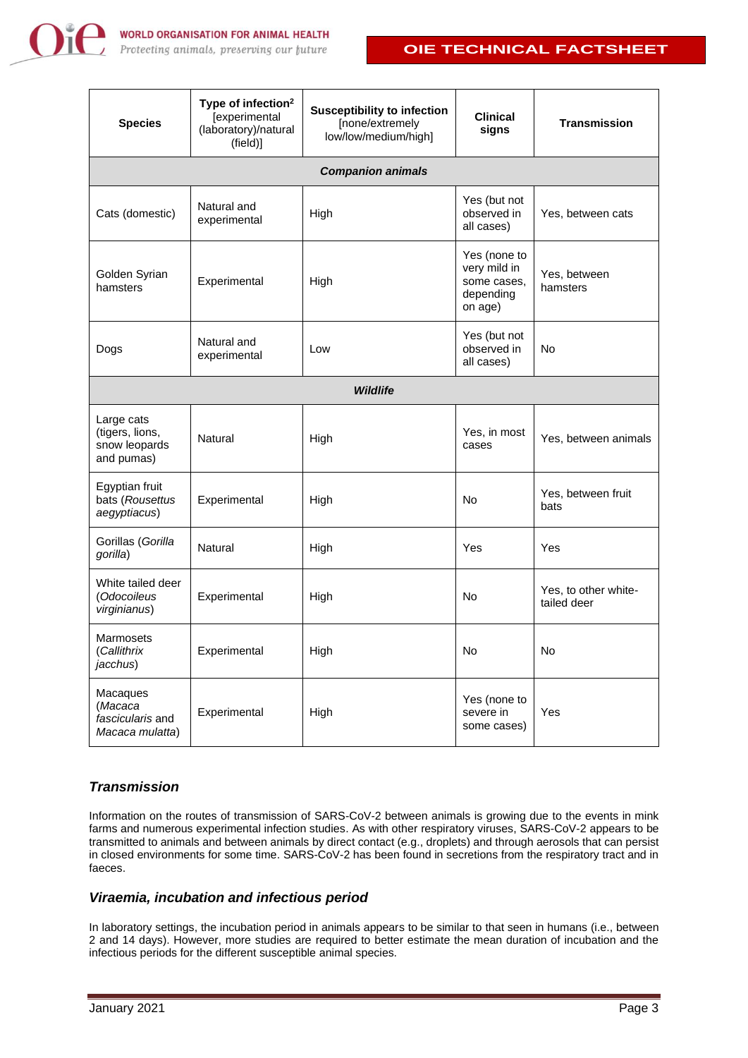| Species | Type of infection[2] [experimental (laboratory)/natural (field)] | Susceptibility to infection [none/extremely low/low/medium/high] | Clinical signs | Transmission |
|---|---|---|---|---|
| ***Companion animals*** | | | | |
| Cats (domestic) | Natural and experimental | High | Yes (but not observed in all cases) | Yes, between cats |
| Golden Syrian hamsters | Experimental | High | Yes (none to very mild in some cases, depending on age) | Yes, between hamsters |
| Dogs | Natural and experimental | Low | Yes (but not observed in all cases) | No |
| ***Wildlife*** | | | | |
| Large cats (tigers, lions, snow leopards and pumas) | Natural | High | Yes, in most cases | Yes, between animals |
| Egyptian fruit bats (*Rousettus aegyptiacus*) | Experimental | High | No | Yes, between fruit bats |
| Gorillas (*Gorilla gorilla*) | Natural | High | Yes | Yes |
| White tailed deer (*Odocoileus virginianus*) | Experimental | High | No | Yes, to other white-tailed deer |
| Marmosets (*Callithrix jacchus*) | Experimental | High | No | No |
| Macaques (*Macaca fascicularis* and *Macaca mulatta*) | Experimental | High | Yes (none to severe in some cases) | Yes |

### *Transmission*

Information on the routes of transmission of SARS-CoV-2 between animals is growing due to the events in mink farms and numerous experimental infection studies. As with other respiratory viruses, SARS-CoV-2 appears to be transmitted to animals and between animals by direct contact (e.g., droplets) and through aerosols that can persist in closed environments for some time. SARS-CoV-2 has been found in secretions from the respiratory tract and in faeces.

### *Viraemia, incubation and infectious period*

In laboratory settings, the incubation period in animals appears to be similar to that seen in humans (i.e., between 2 and 14 days). However, more studies are required to better estimate the mean duration of incubation and the infectious periods for the different susceptible animal species.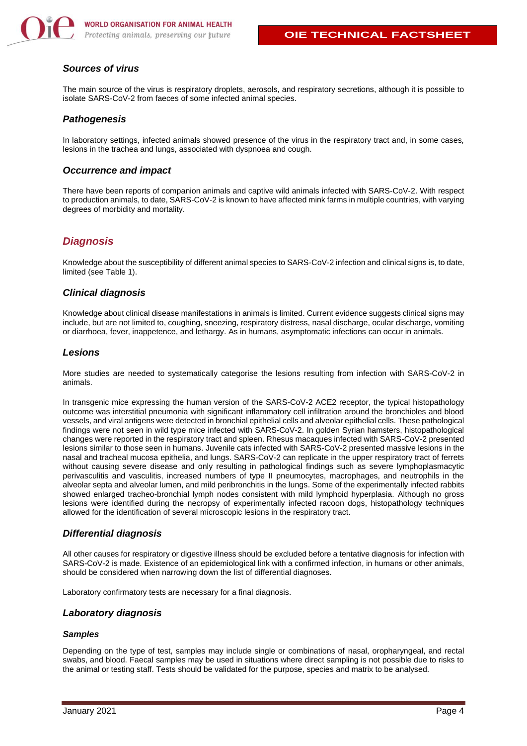### *Sources of virus*

The main source of the virus is respiratory droplets, aerosols, and respiratory secretions, although it is possible to isolate SARS-CoV-2 from faeces of some infected animal species.

### *Pathogenesis*

In laboratory settings, infected animals showed presence of the virus in the respiratory tract and, in some cases, lesions in the trachea and lungs, associated with dyspnoea and cough.

### *Occurrence and impact*

There have been reports of companion animals and captive wild animals infected with SARS-CoV-2. With respect to production animals, to date, SARS-CoV-2 is known to have affected mink farms in multiple countries, with varying degrees of morbidity and mortality.

## *Diagnosis*

Knowledge about the susceptibility of different animal species to SARS-CoV-2 infection and clinical signs is, to date, limited (see Table 1).

### *Clinical diagnosis*

Knowledge about clinical disease manifestations in animals is limited. Current evidence suggests clinical signs may include, but are not limited to, coughing, sneezing, respiratory distress, nasal discharge, ocular discharge, vomiting or diarrhoea, fever, inappetence, and lethargy. As in humans, asymptomatic infections can occur in animals.

### *Lesions*

More studies are needed to systematically categorise the lesions resulting from infection with SARS-CoV-2 in animals.

In transgenic mice expressing the human version of the SARS-CoV-2 ACE2 receptor, the typical histopathology outcome was interstitial pneumonia with significant inflammatory cell infiltration around the bronchioles and blood vessels, and viral antigens were detected in bronchial epithelial cells and alveolar epithelial cells. These pathological findings were not seen in wild type mice infected with SARS-CoV-2. In golden Syrian hamsters, histopathological changes were reported in the respiratory tract and spleen. Rhesus macaques infected with SARS-CoV-2 presented lesions similar to those seen in humans. Juvenile cats infected with SARS-CoV-2 presented massive lesions in the nasal and tracheal mucosa epithelia, and lungs. SARS-CoV-2 can replicate in the upper respiratory tract of ferrets without causing severe disease and only resulting in pathological findings such as severe lymphoplasmacytic perivasculitis and vasculitis, increased numbers of type II pneumocytes, macrophages, and neutrophils in the alveolar septa and alveolar lumen, and mild peribronchitis in the lungs. Some of the experimentally infected rabbits showed enlarged tracheo-bronchial lymph nodes consistent with mild lymphoid hyperplasia. Although no gross lesions were identified during the necropsy of experimentally infected racoon dogs, histopathology techniques allowed for the identification of several microscopic lesions in the respiratory tract.

### *Differential diagnosis*

All other causes for respiratory or digestive illness should be excluded before a tentative diagnosis for infection with SARS-CoV-2 is made. Existence of an epidemiological link with a confirmed infection, in humans or other animals, should be considered when narrowing down the list of differential diagnoses.

Laboratory confirmatory tests are necessary for a final diagnosis.

### *Laboratory diagnosis*

#### *Samples*

Depending on the type of test, samples may include single or combinations of nasal, oropharyngeal, and rectal swabs, and blood. Faecal samples may be used in situations where direct sampling is not possible due to risks to the animal or testing staff. Tests should be validated for the purpose, species and matrix to be analysed.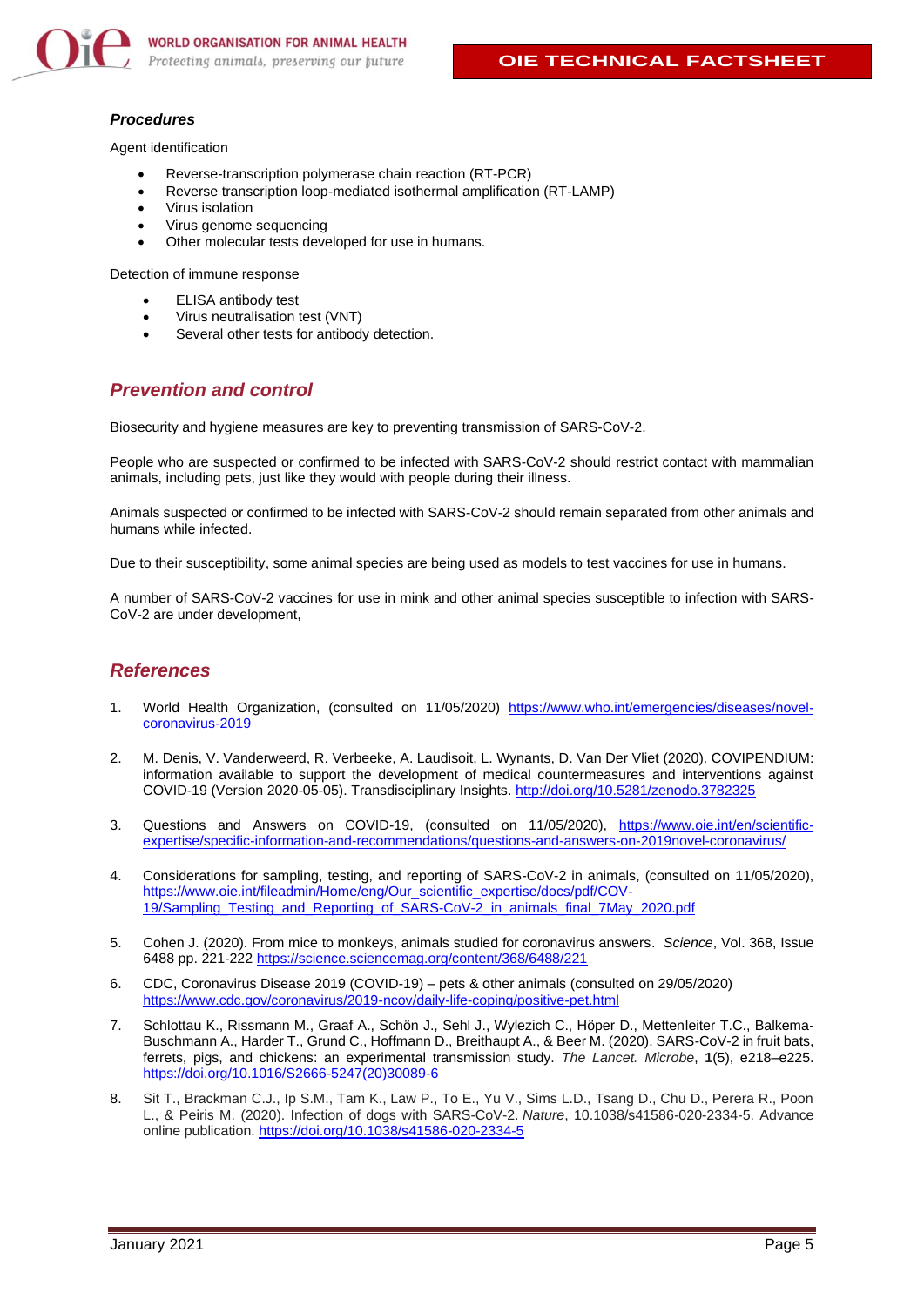### *Procedures*

Agent identification

- Reverse-transcription polymerase chain reaction (RT-PCR)
- Reverse transcription loop-mediated isothermal amplification (RT-LAMP)
- Virus isolation
- Virus genome sequencing
- Other molecular tests developed for use in humans.

Detection of immune response

- ELISA antibody test
- Virus neutralisation test (VNT)
- Several other tests for antibody detection.

## *Prevention and control*

Biosecurity and hygiene measures are key to preventing transmission of SARS-CoV-2.

People who are suspected or confirmed to be infected with SARS-CoV-2 should restrict contact with mammalian animals, including pets, just like they would with people during their illness.

Animals suspected or confirmed to be infected with SARS-CoV-2 should remain separated from other animals and humans while infected.

Due to their susceptibility, some animal species are being used as models to test vaccines for use in humans.

A number of SARS-CoV-2 vaccines for use in mink and other animal species susceptible to infection with SARS-CoV-2 are under development,

## *References*

1. World Health Organization, (consulted on 11/05/2020) https://www.who.int/emergencies/diseases/novel-coronavirus-2019

2. M. Denis, V. Vanderweerd, R. Verbeeke, A. Laudisoit, L. Wynants, D. Van Der Vliet (2020). COVIPENDIUM: information available to support the development of medical countermeasures and interventions against COVID-19 (Version 2020-05-05). Transdisciplinary Insights. http://doi.org/10.5281/zenodo.3782325

3. Questions and Answers on COVID-19, (consulted on 11/05/2020), https://www.oie.int/en/scientific-expertise/specific-information-and-recommendations/questions-and-answers-on-2019novel-coronavirus/

4. Considerations for sampling, testing, and reporting of SARS-CoV-2 in animals, (consulted on 11/05/2020), https://www.oie.int/fileadmin/Home/eng/Our_scientific_expertise/docs/pdf/COV-19/Sampling_Testing_and_Reporting_of_SARS-CoV-2_in_animals_final_7May_2020.pdf

5. Cohen J. (2020). From mice to monkeys, animals studied for coronavirus answers. *Science*, Vol. 368, Issue 6488 pp. 221-222 https://science.sciencemag.org/content/368/6488/221

6. CDC, Coronavirus Disease 2019 (COVID-19) – pets & other animals (consulted on 29/05/2020) https://www.cdc.gov/coronavirus/2019-ncov/daily-life-coping/positive-pet.html

7. Schlottau K., Rissmann M., Graaf A., Schön J., Sehl J., Wylezich C., Höper D., Mettenleiter T.C., Balkema-Buschmann A., Harder T., Grund C., Hoffmann D., Breithaupt A., & Beer M. (2020). SARS-CoV-2 in fruit bats, ferrets, pigs, and chickens: an experimental transmission study. *The Lancet. Microbe*, **1**(5), e218–e225. https://doi.org/10.1016/S2666-5247(20)30089-6

8. Sit T., Brackman C.J., Ip S.M., Tam K., Law P., To E., Yu V., Sims L.D., Tsang D., Chu D., Perera R., Poon L., & Peiris M. (2020). Infection of dogs with SARS-CoV-2. *Nature*, 10.1038/s41586-020-2334-5. Advance online publication. https://doi.org/10.1038/s41586-020-2334-5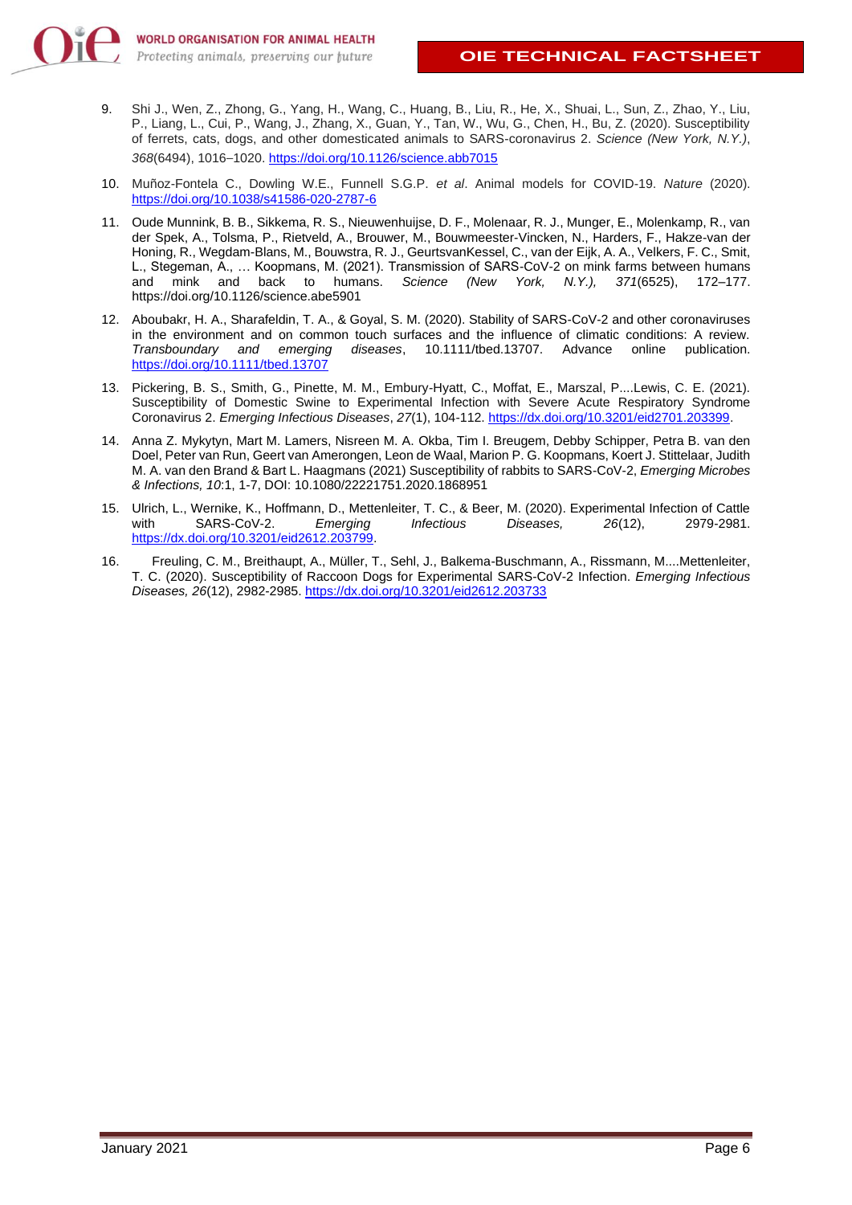9. Shi J., Wen, Z., Zhong, G., Yang, H., Wang, C., Huang, B., Liu, R., He, X., Shuai, L., Sun, Z., Zhao, Y., Liu, P., Liang, L., Cui, P., Wang, J., Zhang, X., Guan, Y., Tan, W., Wu, G., Chen, H., Bu, Z. (2020). Susceptibility of ferrets, cats, dogs, and other domesticated animals to SARS-coronavirus 2. *Science (New York, N.Y.)*, *368*(6494), 1016–1020. https://doi.org/10.1126/science.abb7015

10. Muñoz-Fontela C., Dowling W.E., Funnell S.G.P. *et al*. Animal models for COVID-19. *Nature* (2020). https://doi.org/10.1038/s41586-020-2787-6

11. Oude Munnink, B. B., Sikkema, R. S., Nieuwenhuijse, D. F., Molenaar, R. J., Munger, E., Molenkamp, R., van der Spek, A., Tolsma, P., Rietveld, A., Brouwer, M., Bouwmeester-Vincken, N., Harders, F., Hakze-van der Honing, R., Wegdam-Blans, M., Bouwstra, R. J., GeurtsvanKessel, C., van der Eijk, A. A., Velkers, F. C., Smit, L., Stegeman, A., … Koopmans, M. (2021). Transmission of SARS-CoV-2 on mink farms between humans and mink and back to humans. *Science (New York, N.Y.), 371*(6525), 172–177. https://doi.org/10.1126/science.abe5901

12. Aboubakr, H. A., Sharafeldin, T. A., & Goyal, S. M. (2020). Stability of SARS-CoV-2 and other coronaviruses in the environment and on common touch surfaces and the influence of climatic conditions: A review. *Transboundary and emerging diseases*, 10.1111/tbed.13707. Advance online publication. https://doi.org/10.1111/tbed.13707

13. Pickering, B. S., Smith, G., Pinette, M. M., Embury-Hyatt, C., Moffat, E., Marszal, P....Lewis, C. E. (2021). Susceptibility of Domestic Swine to Experimental Infection with Severe Acute Respiratory Syndrome Coronavirus 2. *Emerging Infectious Diseases*, *27*(1), 104-112. https://dx.doi.org/10.3201/eid2701.203399.

14. Anna Z. Mykytyn, Mart M. Lamers, Nisreen M. A. Okba, Tim I. Breugem, Debby Schipper, Petra B. van den Doel, Peter van Run, Geert van Amerongen, Leon de Waal, Marion P. G. Koopmans, Koert J. Stittelaar, Judith M. A. van den Brand & Bart L. Haagmans (2021) Susceptibility of rabbits to SARS-CoV-2, *Emerging Microbes & Infections, 10*:1, 1-7, DOI: 10.1080/22221751.2020.1868951

15. Ulrich, L., Wernike, K., Hoffmann, D., Mettenleiter, T. C., & Beer, M. (2020). Experimental Infection of Cattle with SARS-CoV-2. *Emerging Infectious Diseases, 26*(12), 2979-2981. https://dx.doi.org/10.3201/eid2612.203799.

16. Freuling, C. M., Breithaupt, A., Müller, T., Sehl, J., Balkema-Buschmann, A., Rissmann, M....Mettenleiter, T. C. (2020). Susceptibility of Raccoon Dogs for Experimental SARS-CoV-2 Infection. *Emerging Infectious Diseases, 26*(12), 2982-2985. https://dx.doi.org/10.3201/eid2612.203733